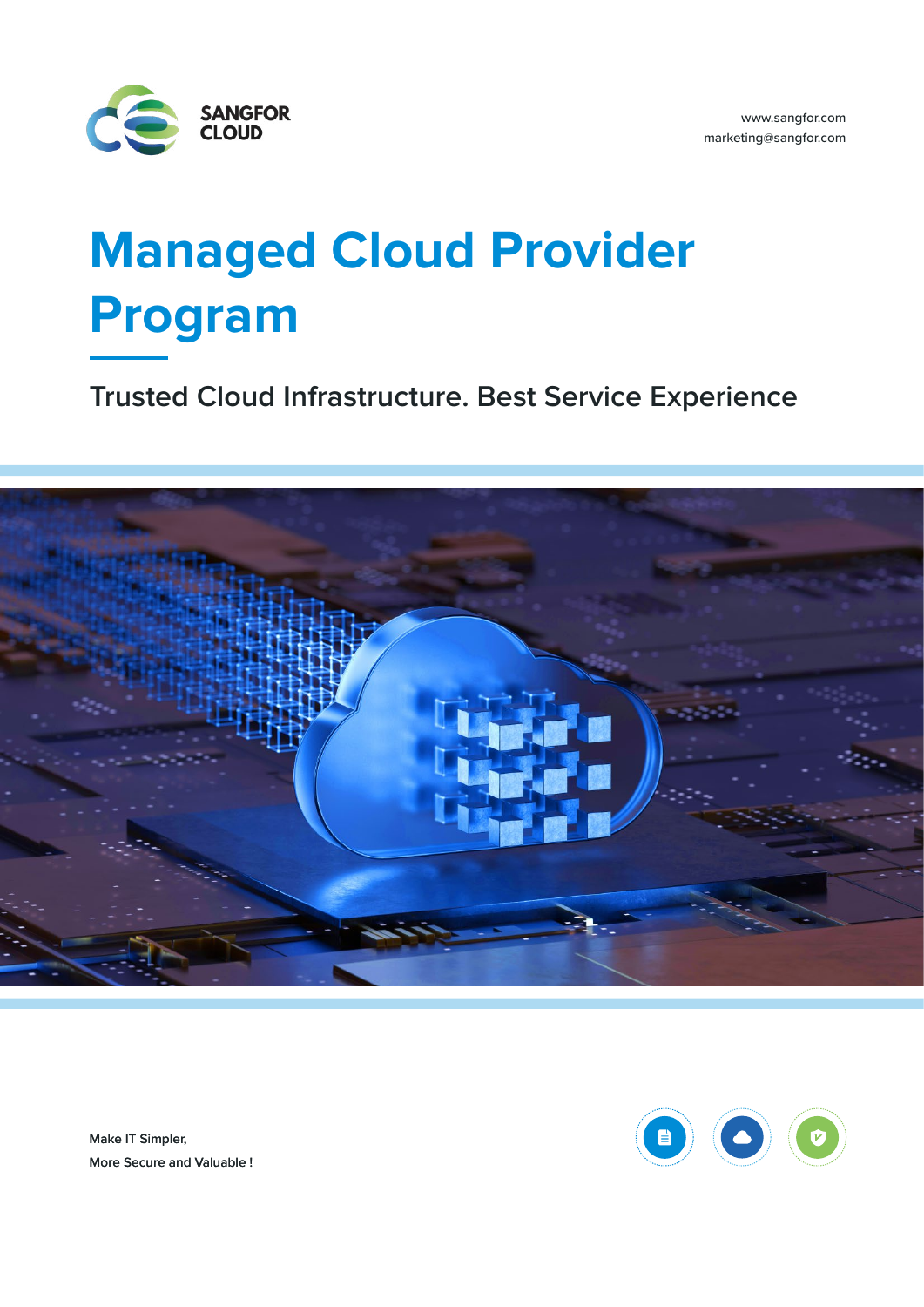SANGFOR CLOUD

www.sangfor.com
marketing@sangfor.com

# Managed Cloud Provider Program

## Trusted Cloud Infrastructure. Best Service Experience

Make IT Simpler,
More Secure and Valuable !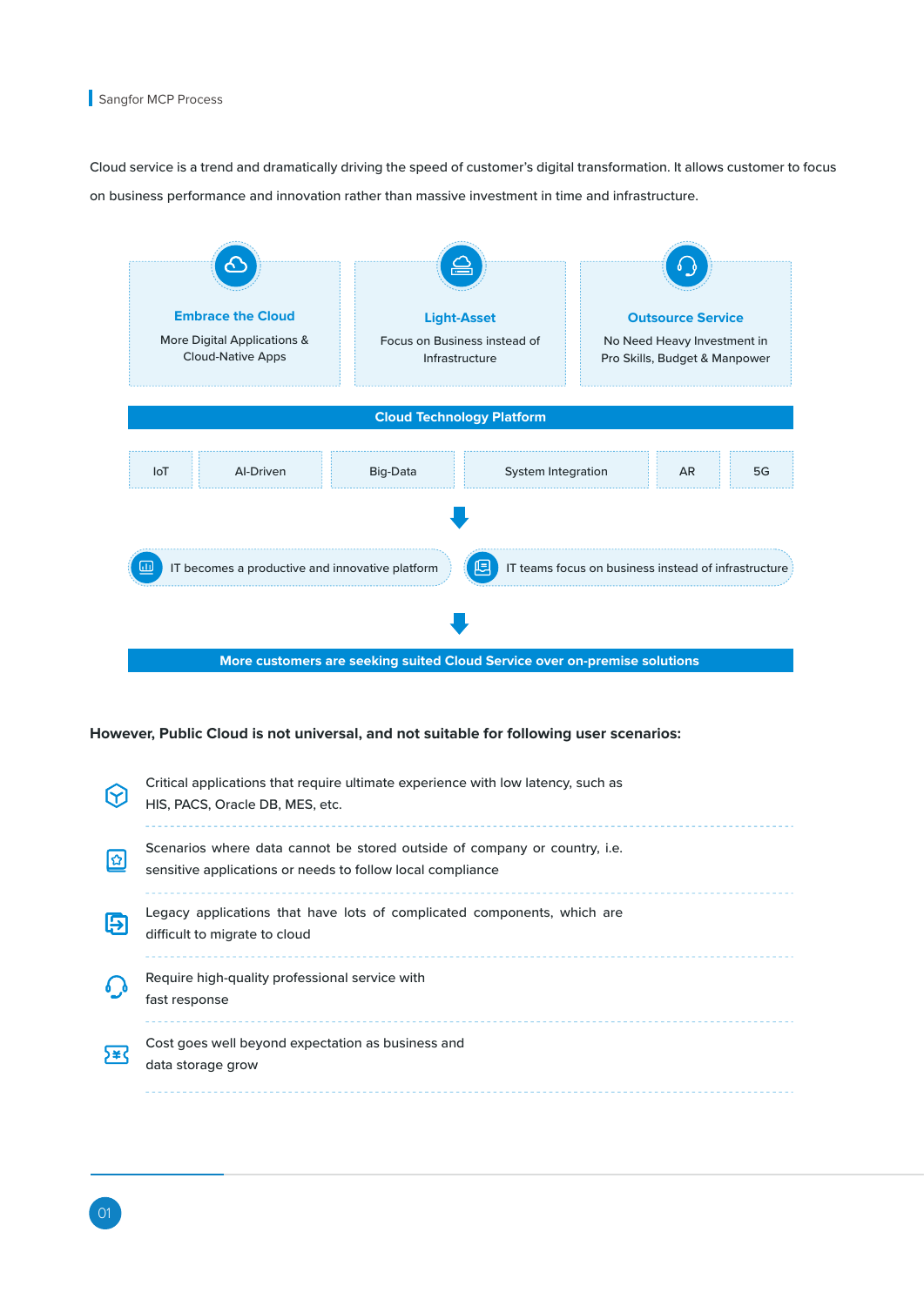## Sangfor MCP Process

Cloud service is a trend and dramatically driving the speed of customer's digital transformation. It allows customer to focus on business performance and innovation rather than massive investment in time and infrastructure.

**Embrace the Cloud**
More Digital Applications & Cloud-Native Apps

**Light-Asset**
Focus on Business instead of Infrastructure

**Outsource Service**
No Need Heavy Investment in Pro Skills, Budget & Manpower

**Cloud Technology Platform**

IoT | AI-Driven | Big-Data | System Integration | AR | 5G

- IT becomes a productive and innovative platform
- IT teams focus on business instead of infrastructure

**More customers are seeking suited Cloud Service over on-premise solutions**

**However, Public Cloud is not universal, and not suitable for following user scenarios:**

- Critical applications that require ultimate experience with low latency, such as HIS, PACS, Oracle DB, MES, etc.
- Scenarios where data cannot be stored outside of company or country, i.e. sensitive applications or needs to follow local compliance
- Legacy applications that have lots of complicated components, which are difficult to migrate to cloud
- Require high-quality professional service with fast response
- Cost goes well beyond expectation as business and data storage grow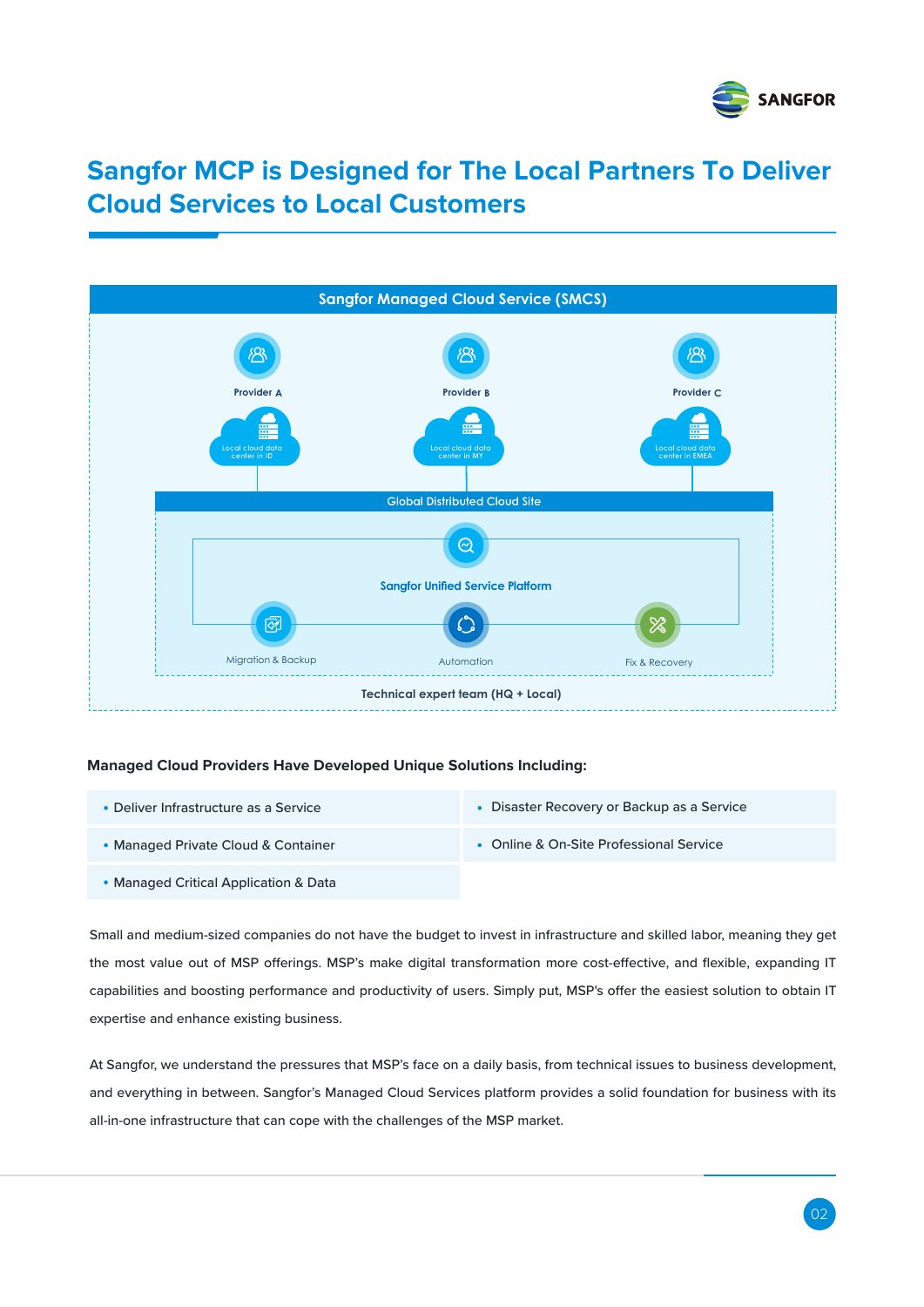# Sangfor MCP is Designed for The Local Partners To Deliver Cloud Services to Local Customers

**Sangfor Managed Cloud Service (SMCS)**

Provider A — Local cloud data center in ID

Provider B — Local cloud data center in MY

Provider C — Local cloud data center in EMEA

Global Distributed Cloud Site

Sangfor Unified Service Platform

Migration & Backup | Automation | Fix & Recovery

Technical expert team (HQ + Local)

**Managed Cloud Providers Have Developed Unique Solutions Including:**

- Deliver Infrastructure as a Service
- Disaster Recovery or Backup as a Service
- Managed Private Cloud & Container
- Online & On-Site Professional Service
- Managed Critical Application & Data

Small and medium-sized companies do not have the budget to invest in infrastructure and skilled labor, meaning they get the most value out of MSP offerings. MSP's make digital transformation more cost-effective, and flexible, expanding IT capabilities and boosting performance and productivity of users. Simply put, MSP's offer the easiest solution to obtain IT expertise and enhance existing business.

At Sangfor, we understand the pressures that MSP's face on a daily basis, from technical issues to business development, and everything in between. Sangfor's Managed Cloud Services platform provides a solid foundation for business with its all-in-one infrastructure that can cope with the challenges of the MSP market.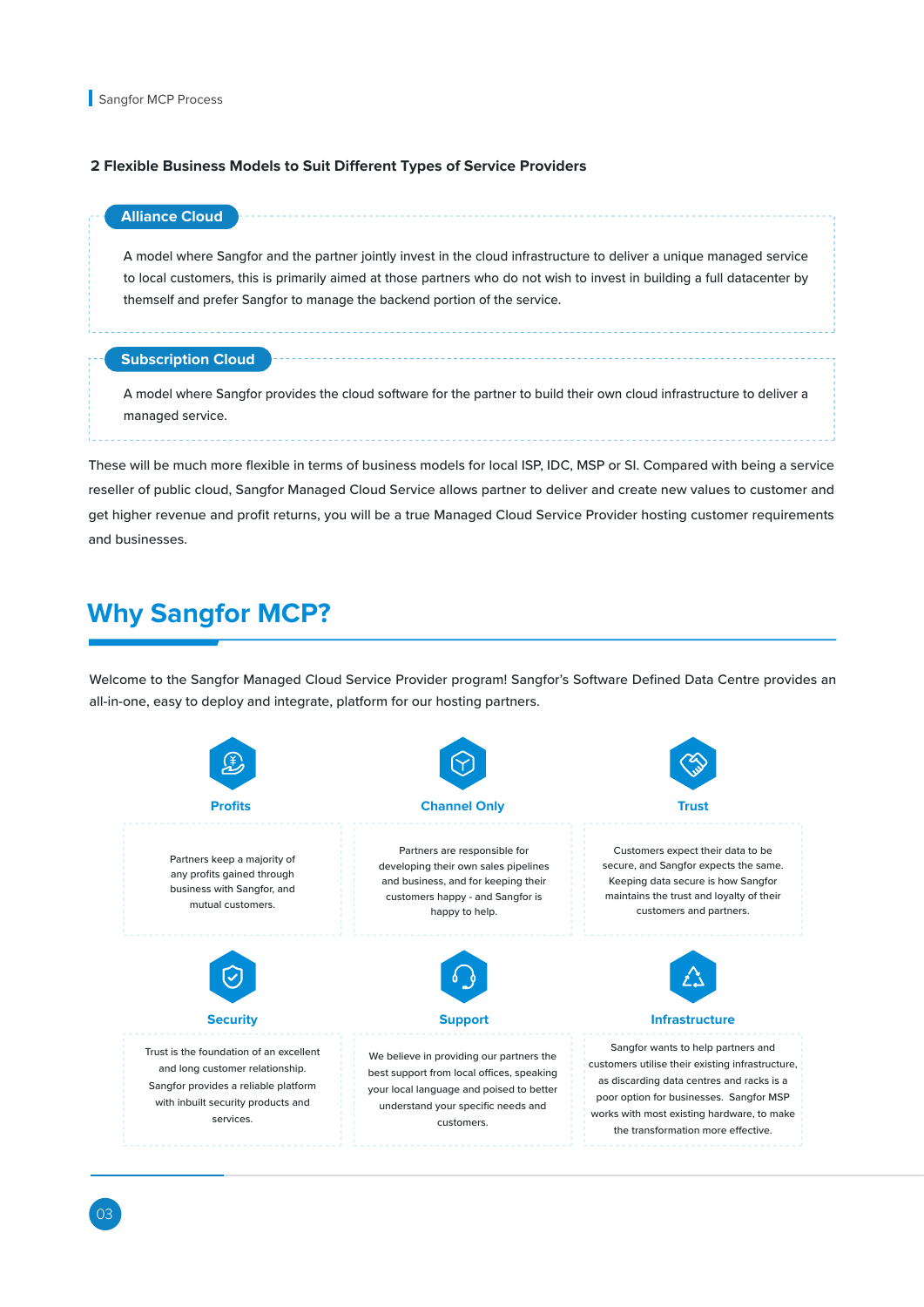## 2 Flexible Business Models to Suit Different Types of Service Providers

### Alliance Cloud

A model where Sangfor and the partner jointly invest in the cloud infrastructure to deliver a unique managed service to local customers, this is primarily aimed at those partners who do not wish to invest in building a full datacenter by themself and prefer Sangfor to manage the backend portion of the service.

### Subscription Cloud

A model where Sangfor provides the cloud software for the partner to build their own cloud infrastructure to deliver a managed service.

These will be much more flexible in terms of business models for local ISP, IDC, MSP or SI. Compared with being a service reseller of public cloud, Sangfor Managed Cloud Service allows partner to deliver and create new values to customer and get higher revenue and profit returns, you will be a true Managed Cloud Service Provider hosting customer requirements and businesses.

# Why Sangfor MCP?

Welcome to the Sangfor Managed Cloud Service Provider program! Sangfor's Software Defined Data Centre provides an all-in-one, easy to deploy and integrate, platform for our hosting partners.

### Profits

Partners keep a majority of any profits gained through business with Sangfor, and mutual customers.

### Channel Only

Partners are responsible for developing their own sales pipelines and business, and for keeping their customers happy - and Sangfor is happy to help.

### Trust

Customers expect their data to be secure, and Sangfor expects the same. Keeping data secure is how Sangfor maintains the trust and loyalty of their customers and partners.

### Security

Trust is the foundation of an excellent and long customer relationship. Sangfor provides a reliable platform with inbuilt security products and services.

### Support

We believe in providing our partners the best support from local offices, speaking your local language and poised to better understand your specific needs and customers.

### Infrastructure

Sangfor wants to help partners and customers utilise their existing infrastructure, as discarding data centres and racks is a poor option for businesses. Sangfor MSP works with most existing hardware, to make the transformation more effective.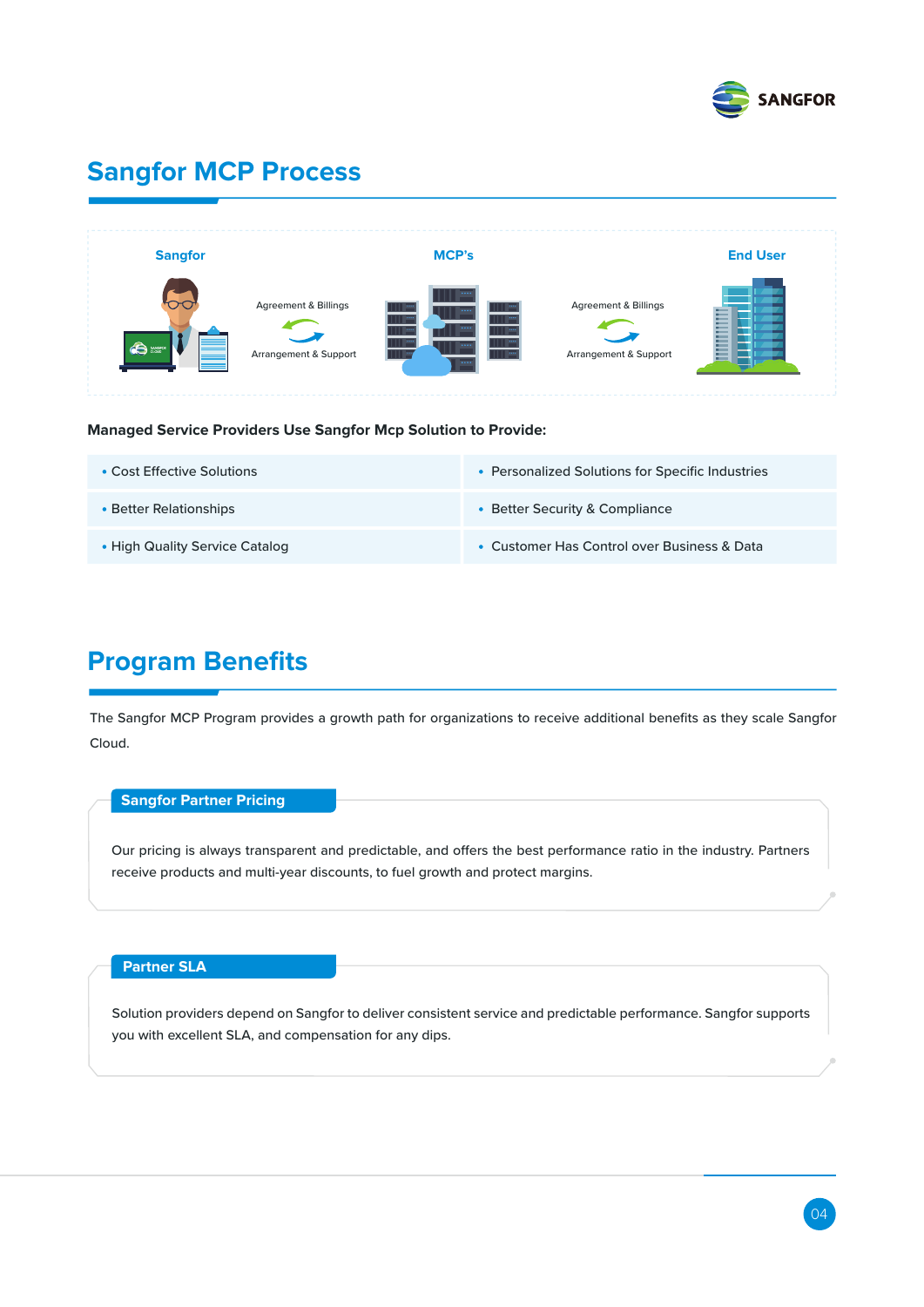# Sangfor MCP Process

**Sangfor** — Agreement & Billings / Arrangement & Support — **MCP's** — Agreement & Billings / Arrangement & Support — **End User**

**Managed Service Providers Use Sangfor Mcp Solution to Provide:**

| | |
|---|---|
| • Cost Effective Solutions | • Personalized Solutions for Specific Industries |
| • Better Relationships | • Better Security & Compliance |
| • High Quality Service Catalog | • Customer Has Control over Business & Data |

# Program Benefits

The Sangfor MCP Program provides a growth path for organizations to receive additional benefits as they scale Sangfor Cloud.

## Sangfor Partner Pricing

Our pricing is always transparent and predictable, and offers the best performance ratio in the industry. Partners receive products and multi-year discounts, to fuel growth and protect margins.

## Partner SLA

Solution providers depend on Sangfor to deliver consistent service and predictable performance. Sangfor supports you with excellent SLA, and compensation for any dips.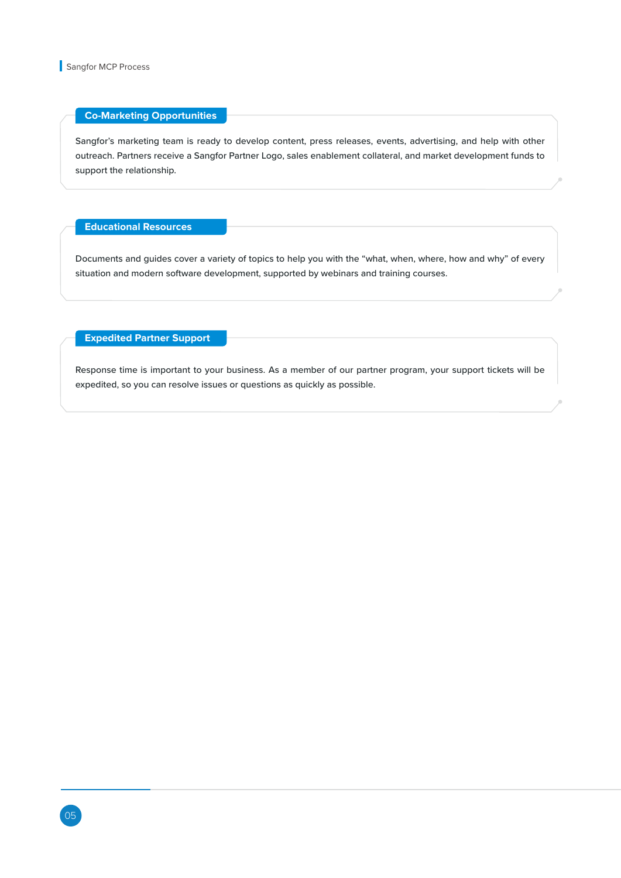## Co-Marketing Opportunities

Sangfor's marketing team is ready to develop content, press releases, events, advertising, and help with other outreach. Partners receive a Sangfor Partner Logo, sales enablement collateral, and market development funds to support the relationship.

## Educational Resources

Documents and guides cover a variety of topics to help you with the "what, when, where, how and why" of every situation and modern software development, supported by webinars and training courses.

## Expedited Partner Support

Response time is important to your business. As a member of our partner program, your support tickets will be expedited, so you can resolve issues or questions as quickly as possible.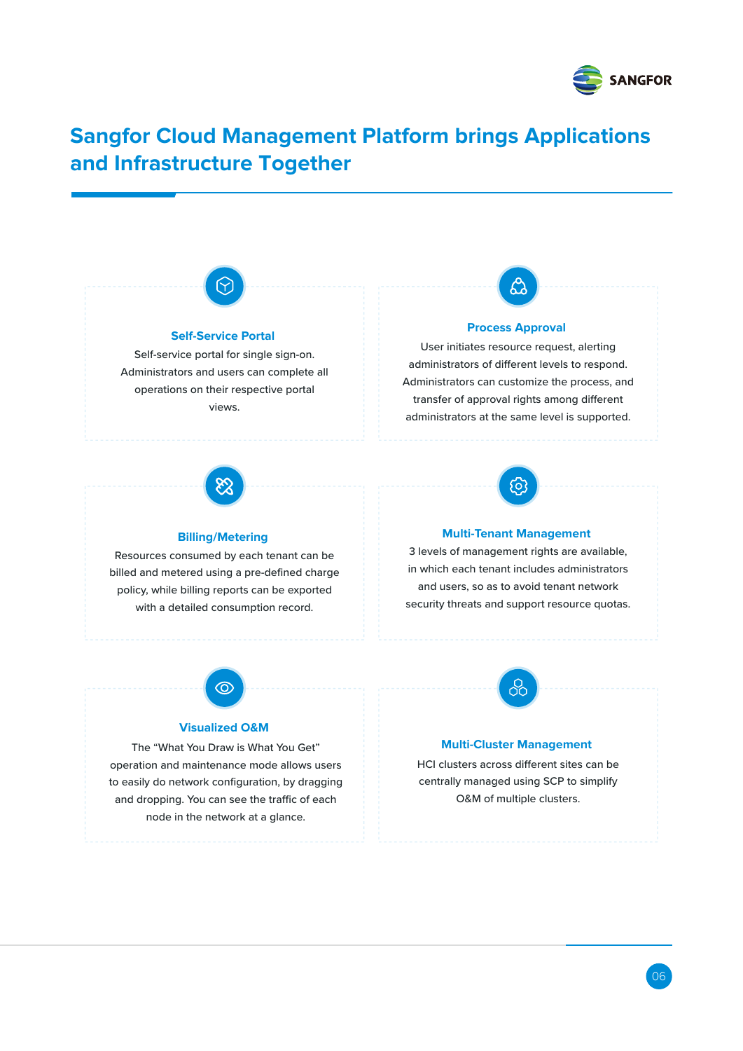# Sangfor Cloud Management Platform brings Applications and Infrastructure Together

### Self-Service Portal

Self-service portal for single sign-on. Administrators and users can complete all operations on their respective portal views.

### Process Approval

User initiates resource request, alerting administrators of different levels to respond. Administrators can customize the process, and transfer of approval rights among different administrators at the same level is supported.

### Billing/Metering

Resources consumed by each tenant can be billed and metered using a pre-defined charge policy, while billing reports can be exported with a detailed consumption record.

### Multi-Tenant Management

3 levels of management rights are available, in which each tenant includes administrators and users, so as to avoid tenant network security threats and support resource quotas.

### Visualized O&M

The “What You Draw is What You Get” operation and maintenance mode allows users to easily do network configuration, by dragging and dropping. You can see the traffic of each node in the network at a glance.

### Multi-Cluster Management

HCI clusters across different sites can be centrally managed using SCP to simplify O&M of multiple clusters.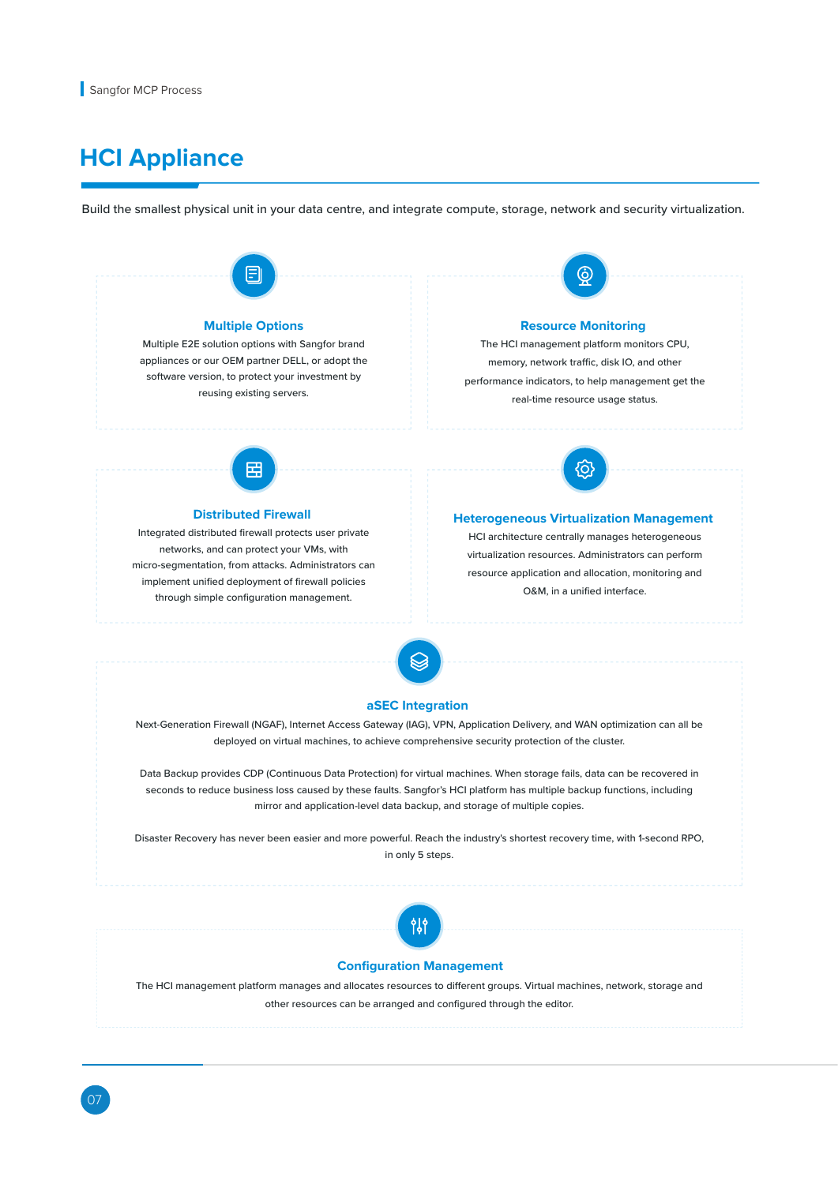# HCI Appliance

Build the smallest physical unit in your data centre, and integrate compute, storage, network and security virtualization.

### Multiple Options

Multiple E2E solution options with Sangfor brand appliances or our OEM partner DELL, or adopt the software version, to protect your investment by reusing existing servers.

### Resource Monitoring

The HCI management platform monitors CPU, memory, network traffic, disk IO, and other performance indicators, to help management get the real-time resource usage status.

### Distributed Firewall

Integrated distributed firewall protects user private networks, and can protect your VMs, with micro-segmentation, from attacks. Administrators can implement unified deployment of firewall policies through simple configuration management.

### Heterogeneous Virtualization Management

HCI architecture centrally manages heterogeneous virtualization resources. Administrators can perform resource application and allocation, monitoring and O&M, in a unified interface.

### aSEC Integration

Next-Generation Firewall (NGAF), Internet Access Gateway (IAG), VPN, Application Delivery, and WAN optimization can all be deployed on virtual machines, to achieve comprehensive security protection of the cluster.

Data Backup provides CDP (Continuous Data Protection) for virtual machines. When storage fails, data can be recovered in seconds to reduce business loss caused by these faults. Sangfor's HCI platform has multiple backup functions, including mirror and application-level data backup, and storage of multiple copies.

Disaster Recovery has never been easier and more powerful. Reach the industry's shortest recovery time, with 1-second RPO, in only 5 steps.

### Configuration Management

The HCI management platform manages and allocates resources to different groups. Virtual machines, network, storage and other resources can be arranged and configured through the editor.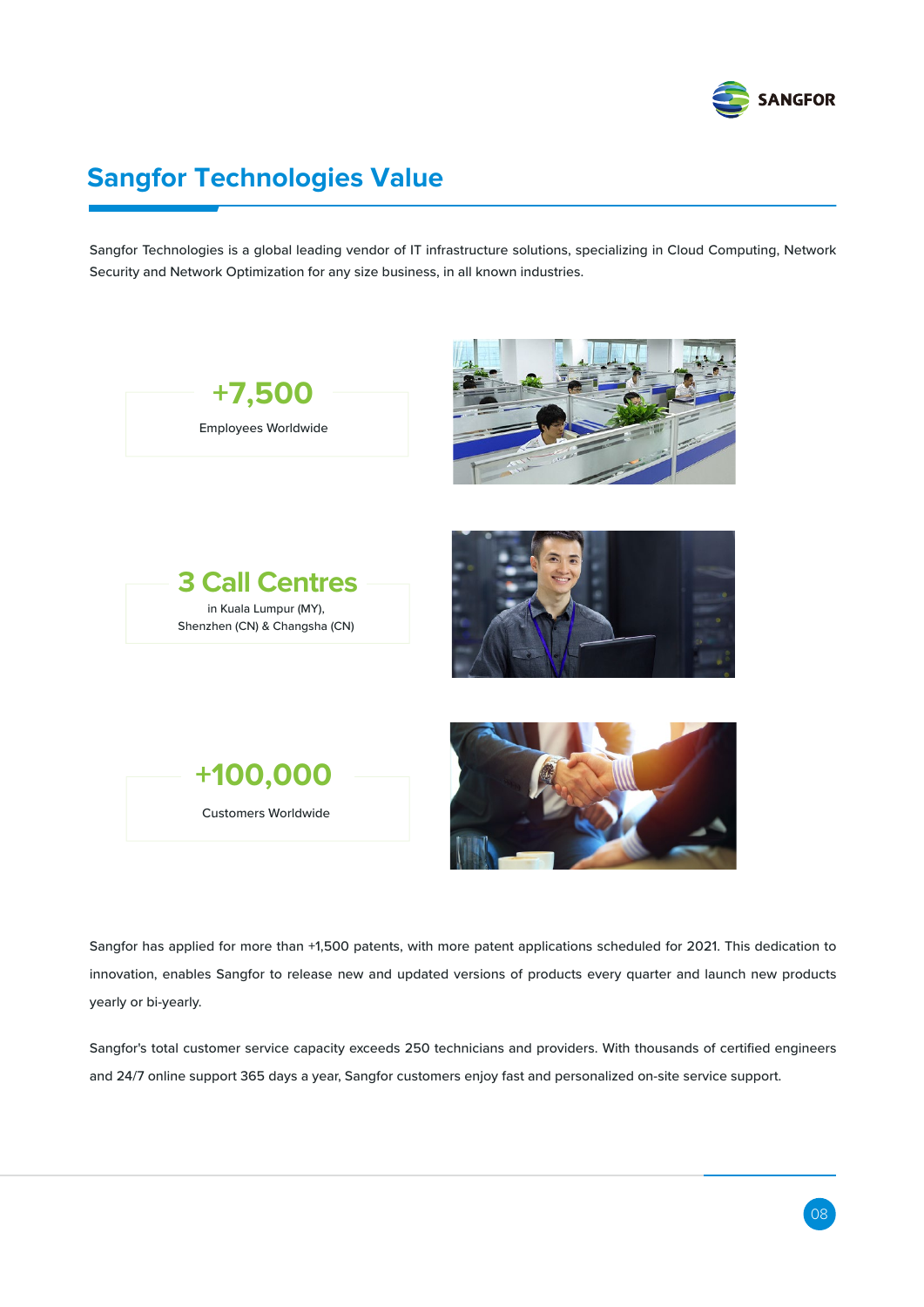## Sangfor Technologies Value

Sangfor Technologies is a global leading vendor of IT infrastructure solutions, specializing in Cloud Computing, Network Security and Network Optimization for any size business, in all known industries.

**+7,500**

Employees Worldwide

**3 Call Centres**

in Kuala Lumpur (MY), Shenzhen (CN) & Changsha (CN)

**+100,000**

Customers Worldwide

Sangfor has applied for more than +1,500 patents, with more patent applications scheduled for 2021. This dedication to innovation, enables Sangfor to release new and updated versions of products every quarter and launch new products yearly or bi-yearly.

Sangfor's total customer service capacity exceeds 250 technicians and providers. With thousands of certified engineers and 24/7 online support 365 days a year, Sangfor customers enjoy fast and personalized on-site service support.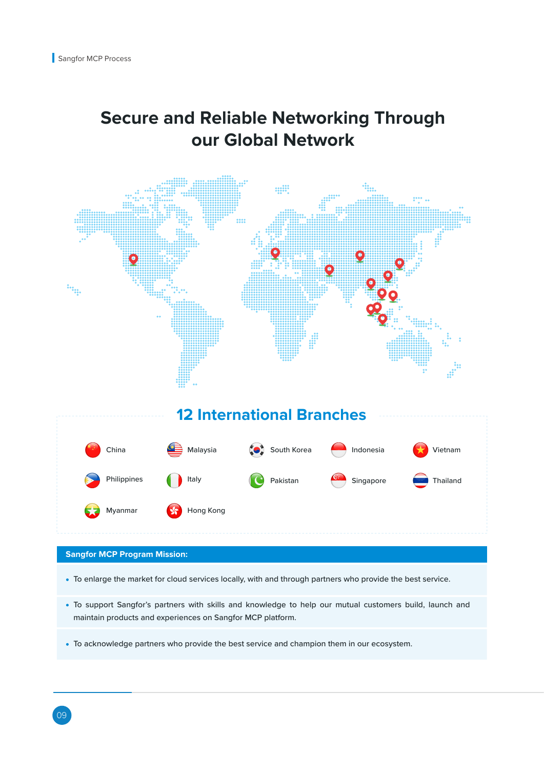# Secure and Reliable Networking Through our Global Network

## 12 International Branches

- China
- Malaysia
- South Korea
- Indonesia
- Vietnam
- Philippines
- Italy
- Pakistan
- Singapore
- Thailand
- Myanmar
- Hong Kong

**Sangfor MCP Program Mission:**

- To enlarge the market for cloud services locally, with and through partners who provide the best service.
- To support Sangfor's partners with skills and knowledge to help our mutual customers build, launch and maintain products and experiences on Sangfor MCP platform.
- To acknowledge partners who provide the best service and champion them in our ecosystem.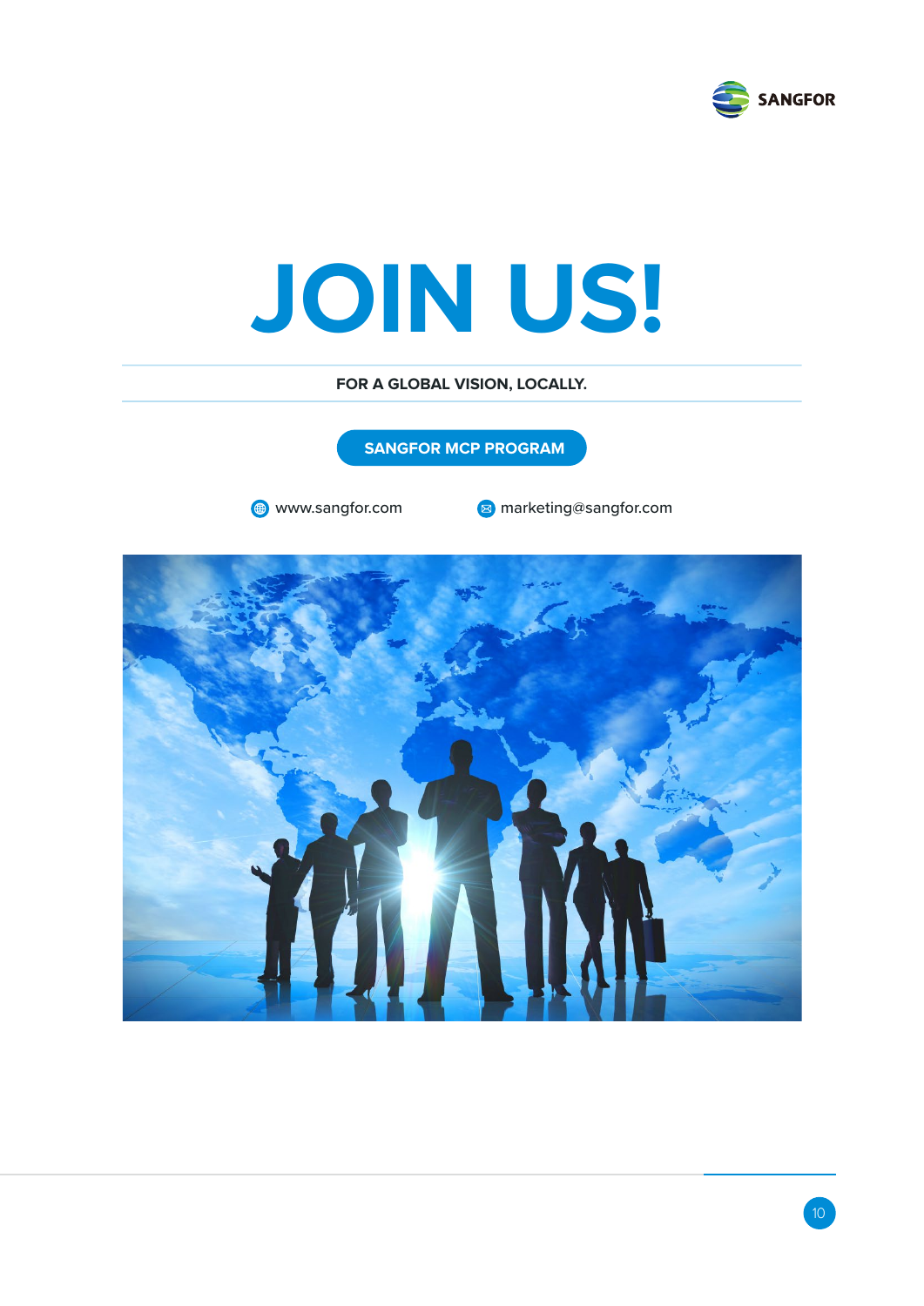# JOIN US!

**FOR A GLOBAL VISION, LOCALLY.**

**SANGFOR MCP PROGRAM**

www.sangfor.com

marketing@sangfor.com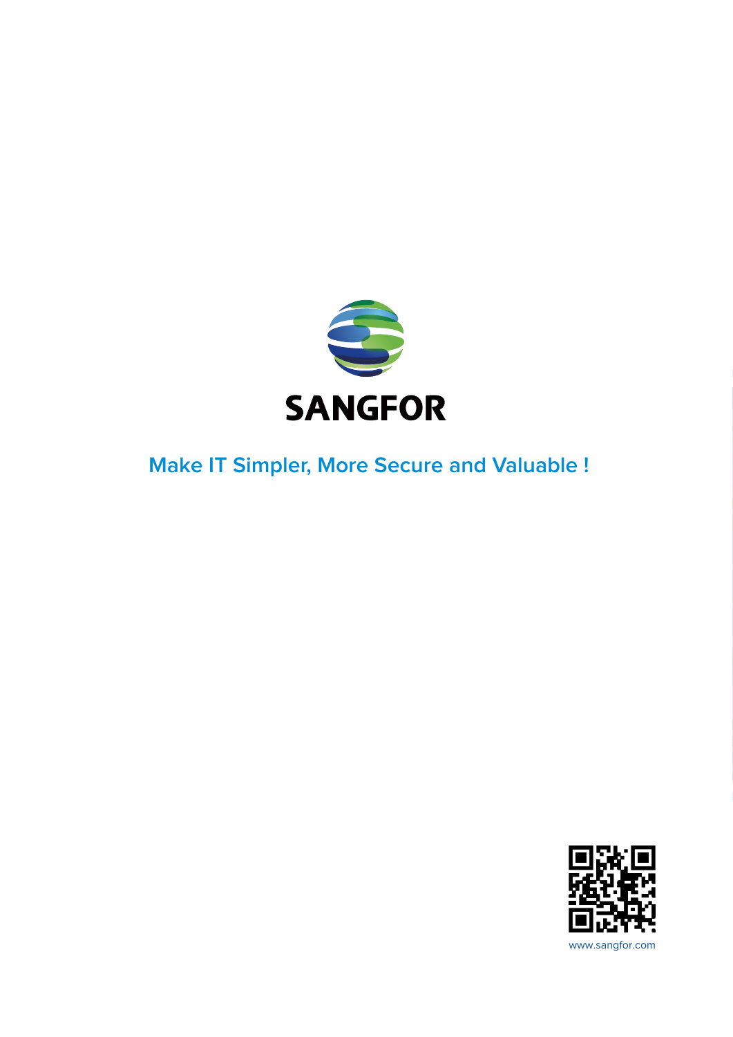SANGFOR

Make IT Simpler, More Secure and Valuable !

www.sangfor.com